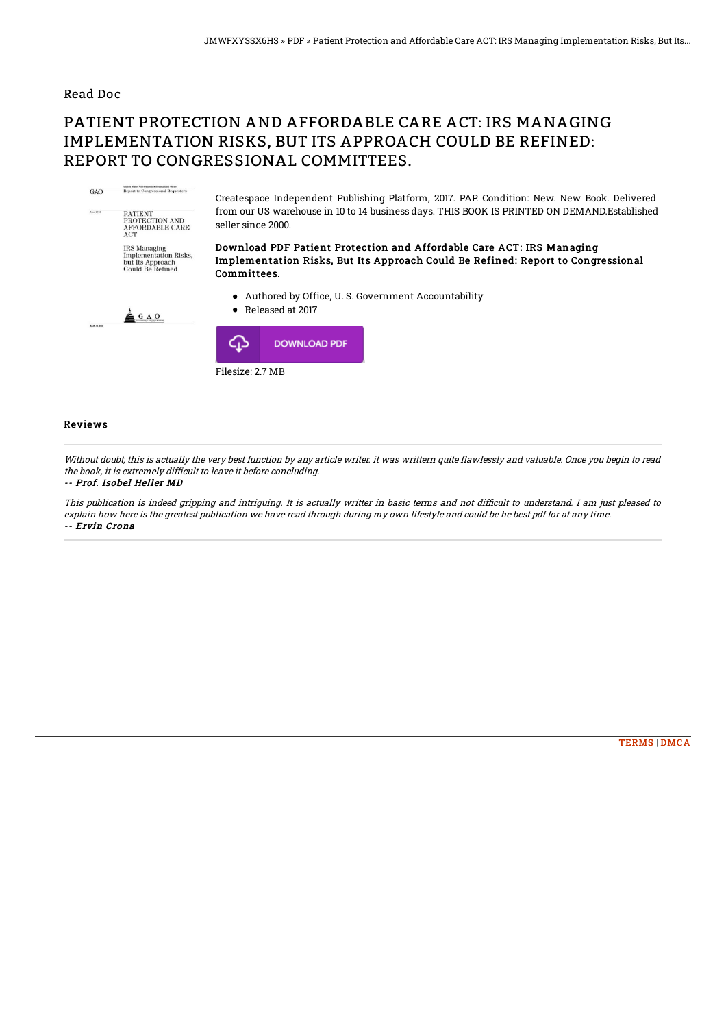Read Doc

# PATIENT PROTECTION AND AFFORDABLE CARE ACT: IRS MANAGING IMPLEMENTATION RISKS, BUT ITS APPROACH COULD BE REFINED: REPORT TO CONGRESSIONAL COMMITTEES.

Createspace Independent Publishing Platform, 2017. PAP. Condition: New. New Book. Delivered from our US warehouse in 10 to 14 business days. THIS BOOK IS PRINTED ON DEMAND.Established seller since 2000.

**Download PDF Patient Protection and Affordable Care ACT: IRS Managing Implementation Risks, But Its Approach Could Be Refined: Report to Congressional Committees.**

- Authored by Office, U. S. Government Accountability
- Released at 2017

DOWNLOAD PDF

Filesize: 2.7 MB

## Reviews

*Without doubt, this is actually the very best function by any article writer. it was writtern quite flawlessly and valuable. Once you begin to read the book, it is extremely difficult to leave it before concluding.*

*-- Prof. Isobel Heller MD*

*This publication is indeed gripping and intriguing. It is actually writter in basic terms and not difficult to understand. I am just pleased to explain how here is the greatest publication we have read through during my own lifestyle and could be he best pdf for at any time.*

*-- Ervin Crona*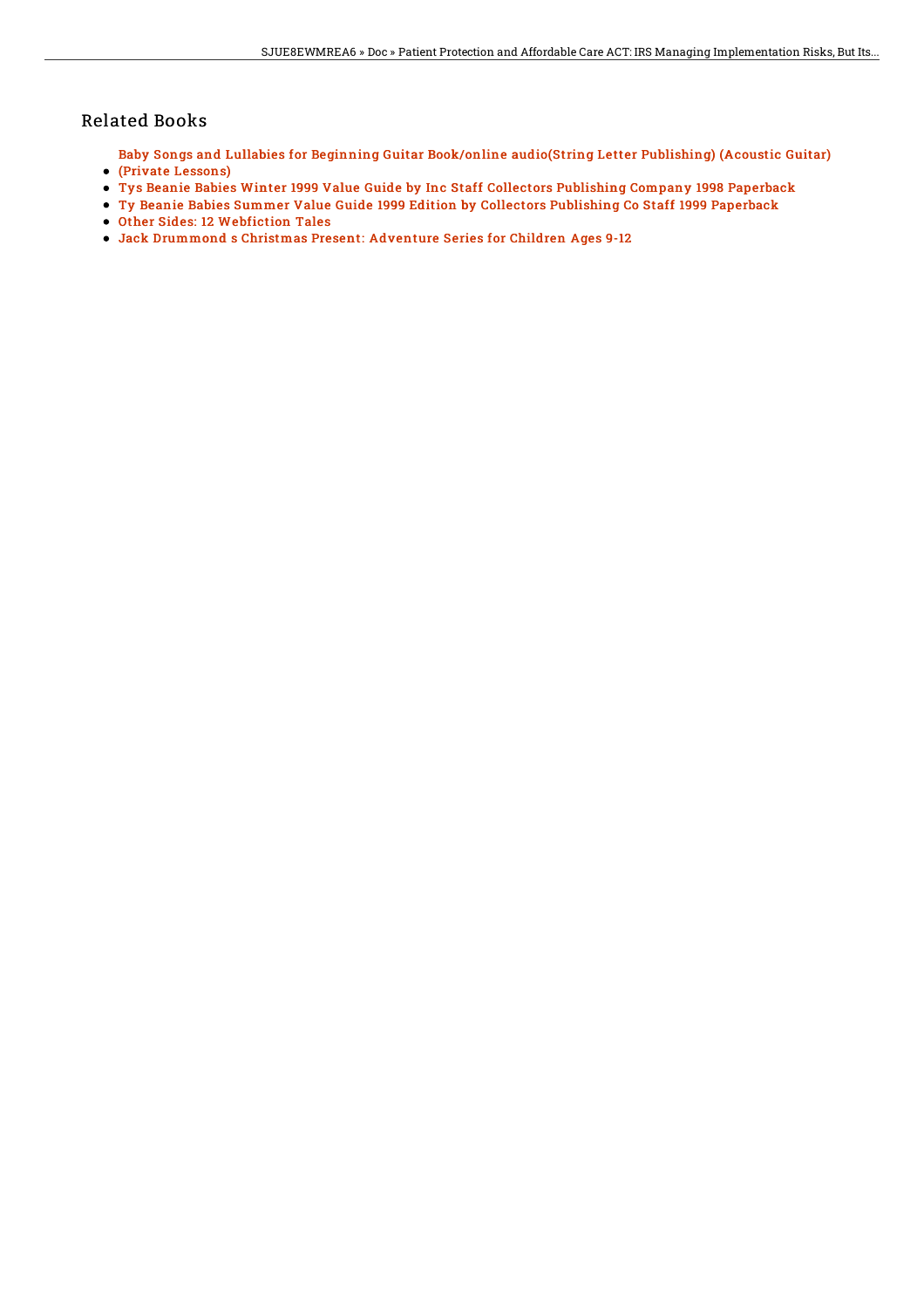## Related Books

- Baby Songs and Lullabies for Beginning Guitar Book/online audio(String Letter Publishing) (Acoustic Guitar) (Private Lessons)
- Tys Beanie Babies Winter 1999 Value Guide by Inc Staff Collectors Publishing Company 1998 Paperback
- Ty Beanie Babies Summer Value Guide 1999 Edition by Collectors Publishing Co Staff 1999 Paperback
- Other Sides: 12 Webfiction Tales
- Jack Drummond s Christmas Present: Adventure Series for Children Ages 9-12